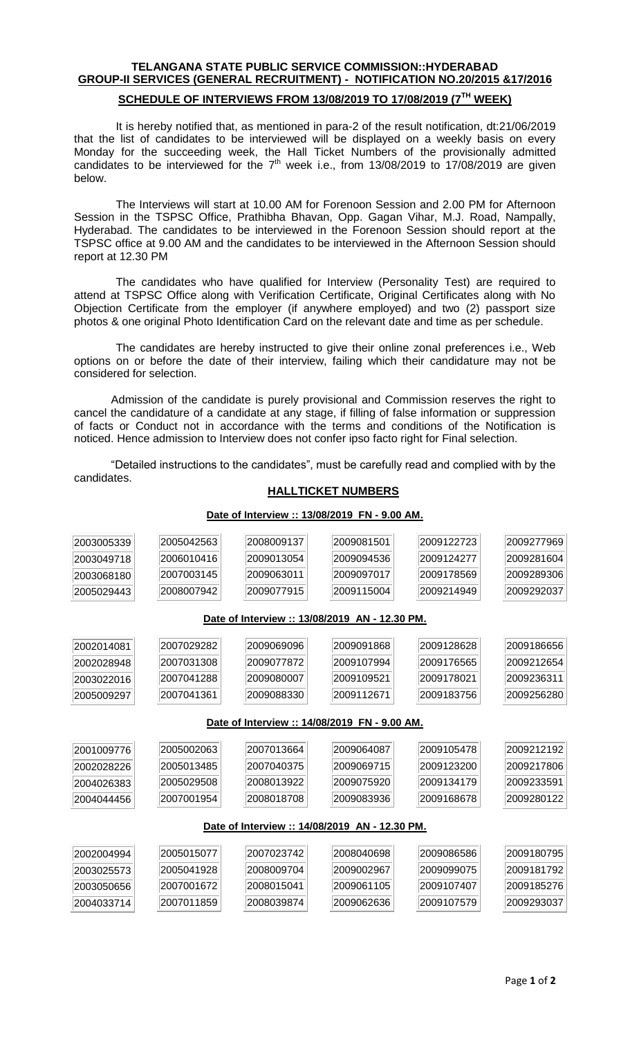**TELANGANA STATE PUBLIC SERVICE COMMISSION::HYDERABAD**
**GROUP-II SERVICES (GENERAL RECRUITMENT) - NOTIFICATION NO.20/2015 &17/2016**

**SCHEDULE OF INTERVIEWS FROM 13/08/2019 TO 17/08/2019 (7TH WEEK)**

It is hereby notified that, as mentioned in para-2 of the result notification, dt:21/06/2019 that the list of candidates to be interviewed will be displayed on a weekly basis on every Monday for the succeeding week, the Hall Ticket Numbers of the provisionally admitted candidates to be interviewed for the 7th week i.e., from 13/08/2019 to 17/08/2019 are given below.

The Interviews will start at 10.00 AM for Forenoon Session and 2.00 PM for Afternoon Session in the TSPSC Office, Prathibha Bhavan, Opp. Gagan Vihar, M.J. Road, Nampally, Hyderabad. The candidates to be interviewed in the Forenoon Session should report at the TSPSC office at 9.00 AM and the candidates to be interviewed in the Afternoon Session should report at 12.30 PM

The candidates who have qualified for Interview (Personality Test) are required to attend at TSPSC Office along with Verification Certificate, Original Certificates along with No Objection Certificate from the employer (if anywhere employed) and two (2) passport size photos & one original Photo Identification Card on the relevant date and time as per schedule.

The candidates are hereby instructed to give their online zonal preferences i.e., Web options on or before the date of their interview, failing which their candidature may not be considered for selection.

Admission of the candidate is purely provisional and Commission reserves the right to cancel the candidature of a candidate at any stage, if filling of false information or suppression of facts or Conduct not in accordance with the terms and conditions of the Notification is noticed. Hence admission to Interview does not confer ipso facto right for Final selection.

"Detailed instructions to the candidates", must be carefully read and complied with by the candidates.

**HALLTICKET NUMBERS**

**Date of Interview :: 13/08/2019 FN - 9.00 AM.**

| | | | | | |
|---|---|---|---|---|---|
| 2003005339 | 2005042563 | 2008009137 | 2009081501 | 2009122723 | 2009277969 |
| 2003049718 | 2006010416 | 2009013054 | 2009094536 | 2009124277 | 2009281604 |
| 2003068180 | 2007003145 | 2009063011 | 2009097017 | 2009178569 | 2009289306 |
| 2005029443 | 2008007942 | 2009077915 | 2009115004 | 2009214949 | 2009292037 |

**Date of Interview :: 13/08/2019 AN - 12.30 PM.**

| | | | | | |
|---|---|---|---|---|---|
| 2002014081 | 2007029282 | 2009069096 | 2009091868 | 2009128628 | 2009186656 |
| 2002028948 | 2007031308 | 2009077872 | 2009107994 | 2009176565 | 2009212654 |
| 2003022016 | 2007041288 | 2009080007 | 2009109521 | 2009178021 | 2009236311 |
| 2005009297 | 2007041361 | 2009088330 | 2009112671 | 2009183756 | 2009256280 |

**Date of Interview :: 14/08/2019 FN - 9.00 AM.**

| | | | | | |
|---|---|---|---|---|---|
| 2001009776 | 2005002063 | 2007013664 | 2009064087 | 2009105478 | 2009212192 |
| 2002028226 | 2005013485 | 2007040375 | 2009069715 | 2009123200 | 2009217806 |
| 2004026383 | 2005029508 | 2008013922 | 2009075920 | 2009134179 | 2009233591 |
| 2004044456 | 2007001954 | 2008018708 | 2009083936 | 2009168678 | 2009280122 |

**Date of Interview :: 14/08/2019 AN - 12.30 PM.**

| | | | | | |
|---|---|---|---|---|---|
| 2002004994 | 2005015077 | 2007023742 | 2008040698 | 2009086586 | 2009180795 |
| 2003025573 | 2005041928 | 2008009704 | 2009002967 | 2009099075 | 2009181792 |
| 2003050656 | 2007001672 | 2008015041 | 2009061105 | 2009107407 | 2009185276 |
| 2004033714 | 2007011859 | 2008039874 | 2009062636 | 2009107579 | 2009293037 |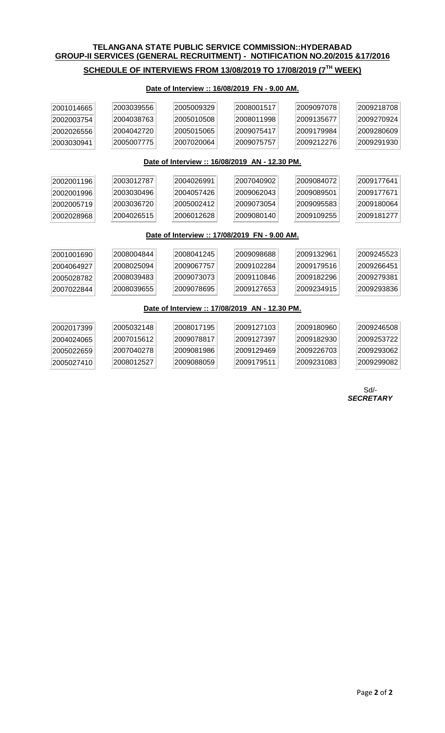**TELANGANA STATE PUBLIC SERVICE COMMISSION::HYDERABAD**

**GROUP-II SERVICES (GENERAL RECRUITMENT) - NOTIFICATION NO.20/2015 &17/2016**

**SCHEDULE OF INTERVIEWS FROM 13/08/2019 TO 17/08/2019 (7TH WEEK)**

**Date of Interview :: 16/08/2019 FN - 9.00 AM.**

| | | | | | |
|---|---|---|---|---|---|
| 2001014665 | 2003039556 | 2005009329 | 2008001517 | 2009097078 | 2009218708 |
| 2002003754 | 2004038763 | 2005010508 | 2008011998 | 2009135677 | 2009270924 |
| 2002026556 | 2004042720 | 2005015065 | 2009075417 | 2009179984 | 2009280609 |
| 2003030941 | 2005007775 | 2007020064 | 2009075757 | 2009212276 | 2009291930 |

**Date of Interview :: 16/08/2019 AN - 12.30 PM.**

| | | | | | |
|---|---|---|---|---|---|
| 2002001196 | 2003012787 | 2004026991 | 2007040902 | 2009084072 | 2009177641 |
| 2002001996 | 2003030496 | 2004057426 | 2009062043 | 2009089501 | 2009177671 |
| 2002005719 | 2003036720 | 2005002412 | 2009073054 | 2009095583 | 2009180064 |
| 2002028968 | 2004026515 | 2006012628 | 2009080140 | 2009109255 | 2009181277 |

**Date of Interview :: 17/08/2019 FN - 9.00 AM.**

| | | | | | |
|---|---|---|---|---|---|
| 2001001690 | 2008004844 | 2008041245 | 2009098688 | 2009132961 | 2009245523 |
| 2004064927 | 2008025094 | 2009067757 | 2009102284 | 2009179516 | 2009266451 |
| 2005028782 | 2008039483 | 2009073073 | 2009110846 | 2009182296 | 2009279381 |
| 2007022844 | 2008039655 | 2009078695 | 2009127653 | 2009234915 | 2009293836 |

**Date of Interview :: 17/08/2019 AN - 12.30 PM.**

| | | | | | |
|---|---|---|---|---|---|
| 2002017399 | 2005032148 | 2008017195 | 2009127103 | 2009180960 | 2009246508 |
| 2004024065 | 2007015612 | 2009078817 | 2009127397 | 2009182930 | 2009253722 |
| 2005022659 | 2007040278 | 2009081986 | 2009129469 | 2009226703 | 2009293062 |
| 2005027410 | 2008012527 | 2009088059 | 2009179511 | 2009231083 | 2009299082 |

Sd/-

***SECRETARY***